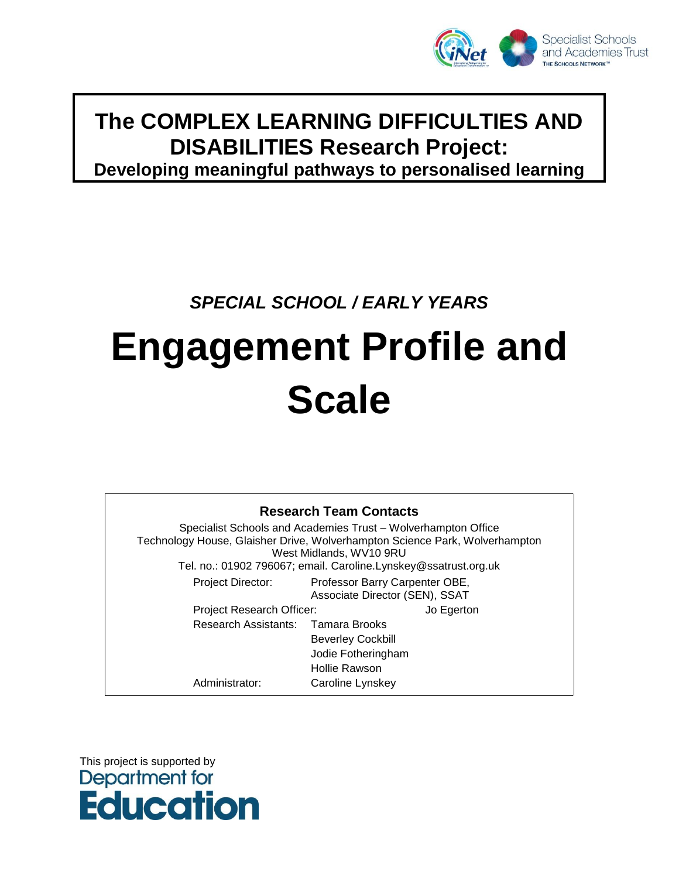Specialist Schools and Academies Trust
THE SCHOOLS NETWORK™

# The COMPLEX LEARNING DIFFICULTIES AND DISABILITIES Research Project:

**Developing meaningful pathways to personalised learning**

*SPECIAL SCHOOL / EARLY YEARS*

# Engagement Profile and Scale

**Research Team Contacts**

Specialist Schools and Academies Trust – Wolverhampton Office
Technology House, Glaisher Drive, Wolverhampton Science Park, Wolverhampton
West Midlands, WV10 9RU
Tel. no.: 01902 796067; email. Caroline.Lynskey@ssatrust.org.uk

| | |
|---|---|
| Project Director: | Professor Barry Carpenter OBE, Associate Director (SEN), SSAT |
| Project Research Officer: | Jo Egerton |
| Research Assistants: | Tamara Brooks |
| | Beverley Cockbill |
| | Jodie Fotheringham |
| | Hollie Rawson |
| Administrator: | Caroline Lynskey |

This project is supported by
Department for Education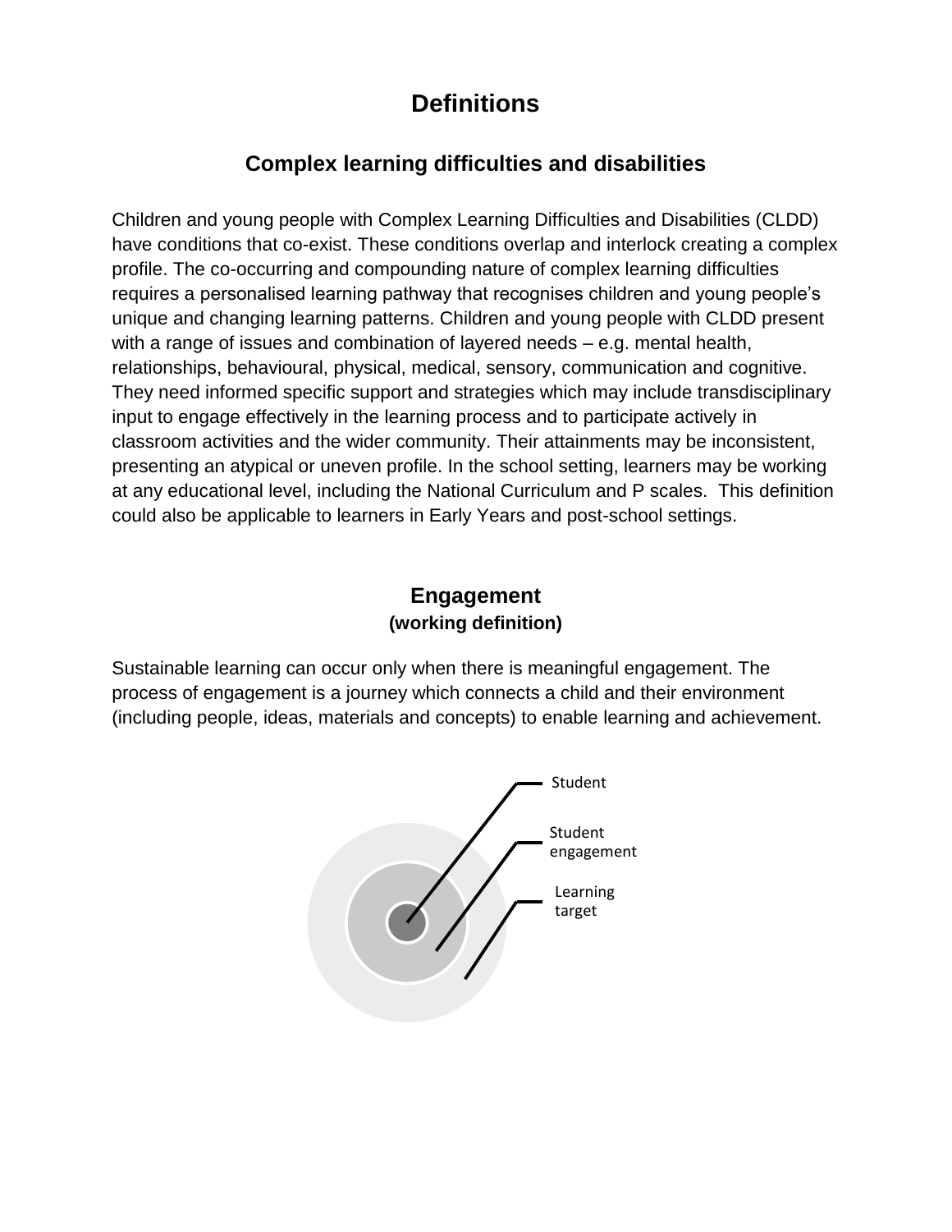# Definitions

## Complex learning difficulties and disabilities

Children and young people with Complex Learning Difficulties and Disabilities (CLDD) have conditions that co-exist. These conditions overlap and interlock creating a complex profile. The co-occurring and compounding nature of complex learning difficulties requires a personalised learning pathway that recognises children and young people's unique and changing learning patterns. Children and young people with CLDD present with a range of issues and combination of layered needs – e.g. mental health, relationships, behavioural, physical, medical, sensory, communication and cognitive. They need informed specific support and strategies which may include transdisciplinary input to engage effectively in the learning process and to participate actively in classroom activities and the wider community. Their attainments may be inconsistent, presenting an atypical or uneven profile. In the school setting, learners may be working at any educational level, including the National Curriculum and P scales. This definition could also be applicable to learners in Early Years and post-school settings.

## Engagement
**(working definition)**

Sustainable learning can occur only when there is meaningful engagement. The process of engagement is a journey which connects a child and their environment (including people, ideas, materials and concepts) to enable learning and achievement.

Student

Student engagement

Learning target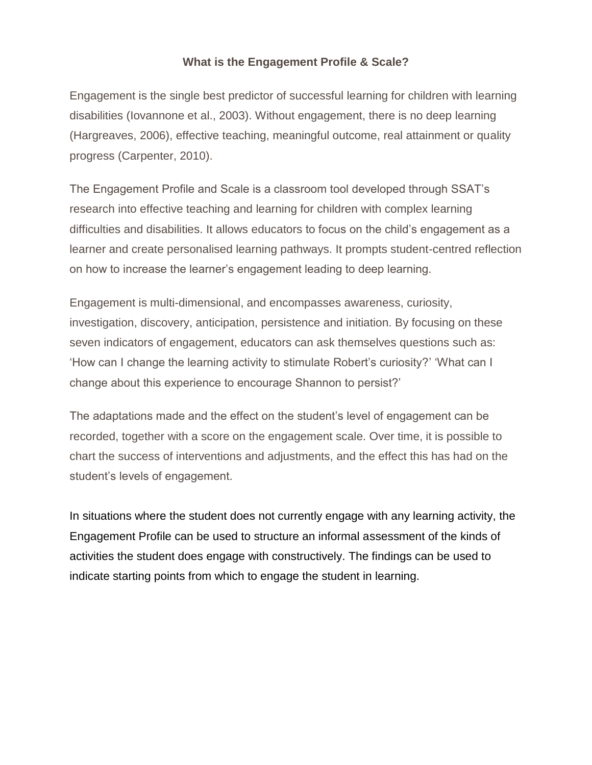## What is the Engagement Profile & Scale?

Engagement is the single best predictor of successful learning for children with learning disabilities (Iovannone et al., 2003). Without engagement, there is no deep learning (Hargreaves, 2006), effective teaching, meaningful outcome, real attainment or quality progress (Carpenter, 2010).

The Engagement Profile and Scale is a classroom tool developed through SSAT's research into effective teaching and learning for children with complex learning difficulties and disabilities. It allows educators to focus on the child's engagement as a learner and create personalised learning pathways. It prompts student-centred reflection on how to increase the learner's engagement leading to deep learning.

Engagement is multi-dimensional, and encompasses awareness, curiosity, investigation, discovery, anticipation, persistence and initiation. By focusing on these seven indicators of engagement, educators can ask themselves questions such as: 'How can I change the learning activity to stimulate Robert's curiosity?' 'What can I change about this experience to encourage Shannon to persist?'

The adaptations made and the effect on the student's level of engagement can be recorded, together with a score on the engagement scale. Over time, it is possible to chart the success of interventions and adjustments, and the effect this has had on the student's levels of engagement.

In situations where the student does not currently engage with any learning activity, the Engagement Profile can be used to structure an informal assessment of the kinds of activities the student does engage with constructively. The findings can be used to indicate starting points from which to engage the student in learning.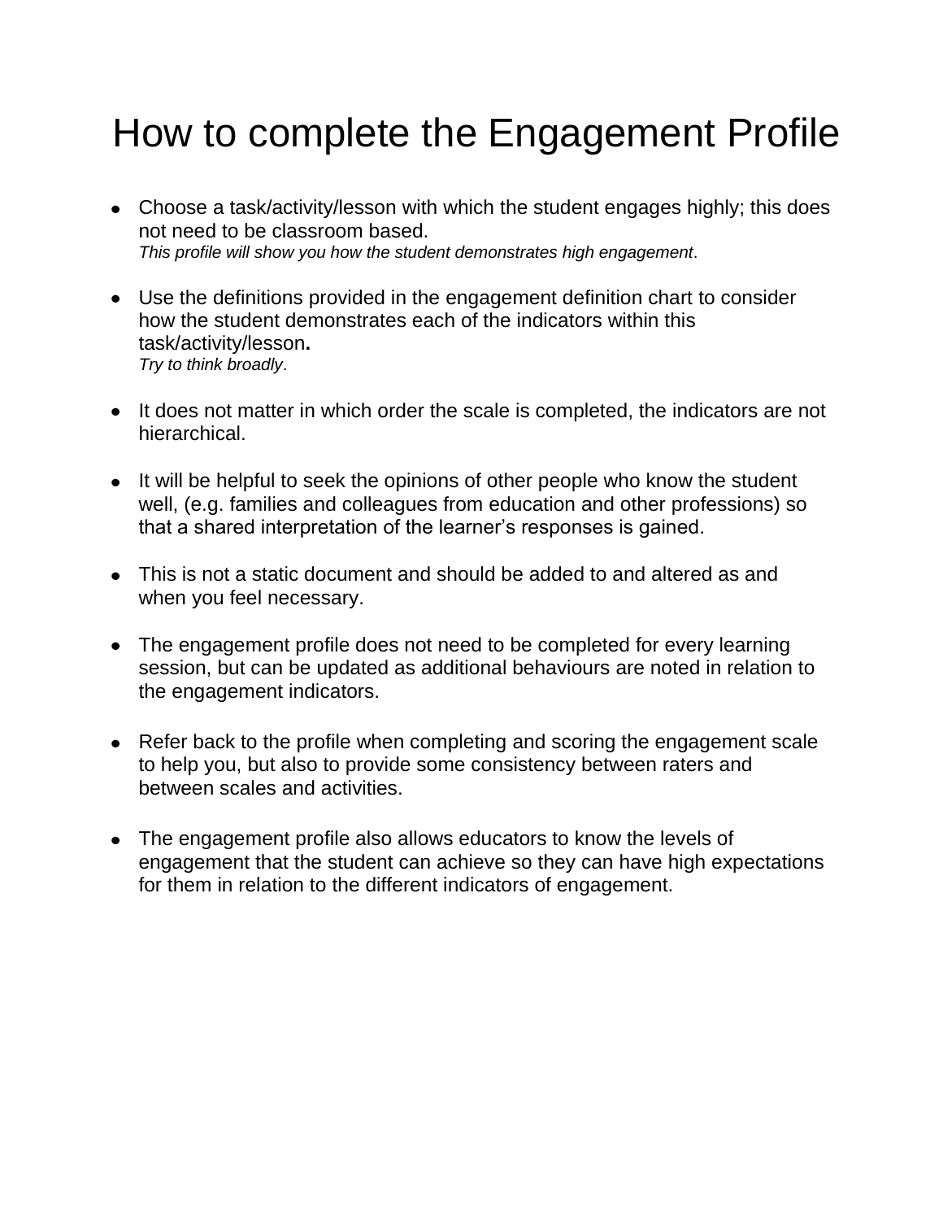# How to complete the Engagement Profile

- Choose a task/activity/lesson with which the student engages highly; this does not need to be classroom based.
  *This profile will show you how the student demonstrates high engagement*.

- Use the definitions provided in the engagement definition chart to consider how the student demonstrates each of the indicators within this task/activity/lesson**.**
  *Try to think broadly*.

- It does not matter in which order the scale is completed, the indicators are not hierarchical.

- It will be helpful to seek the opinions of other people who know the student well, (e.g. families and colleagues from education and other professions) so that a shared interpretation of the learner's responses is gained.

- This is not a static document and should be added to and altered as and when you feel necessary.

- The engagement profile does not need to be completed for every learning session, but can be updated as additional behaviours are noted in relation to the engagement indicators.

- Refer back to the profile when completing and scoring the engagement scale to help you, but also to provide some consistency between raters and between scales and activities.

- The engagement profile also allows educators to know the levels of engagement that the student can achieve so they can have high expectations for them in relation to the different indicators of engagement.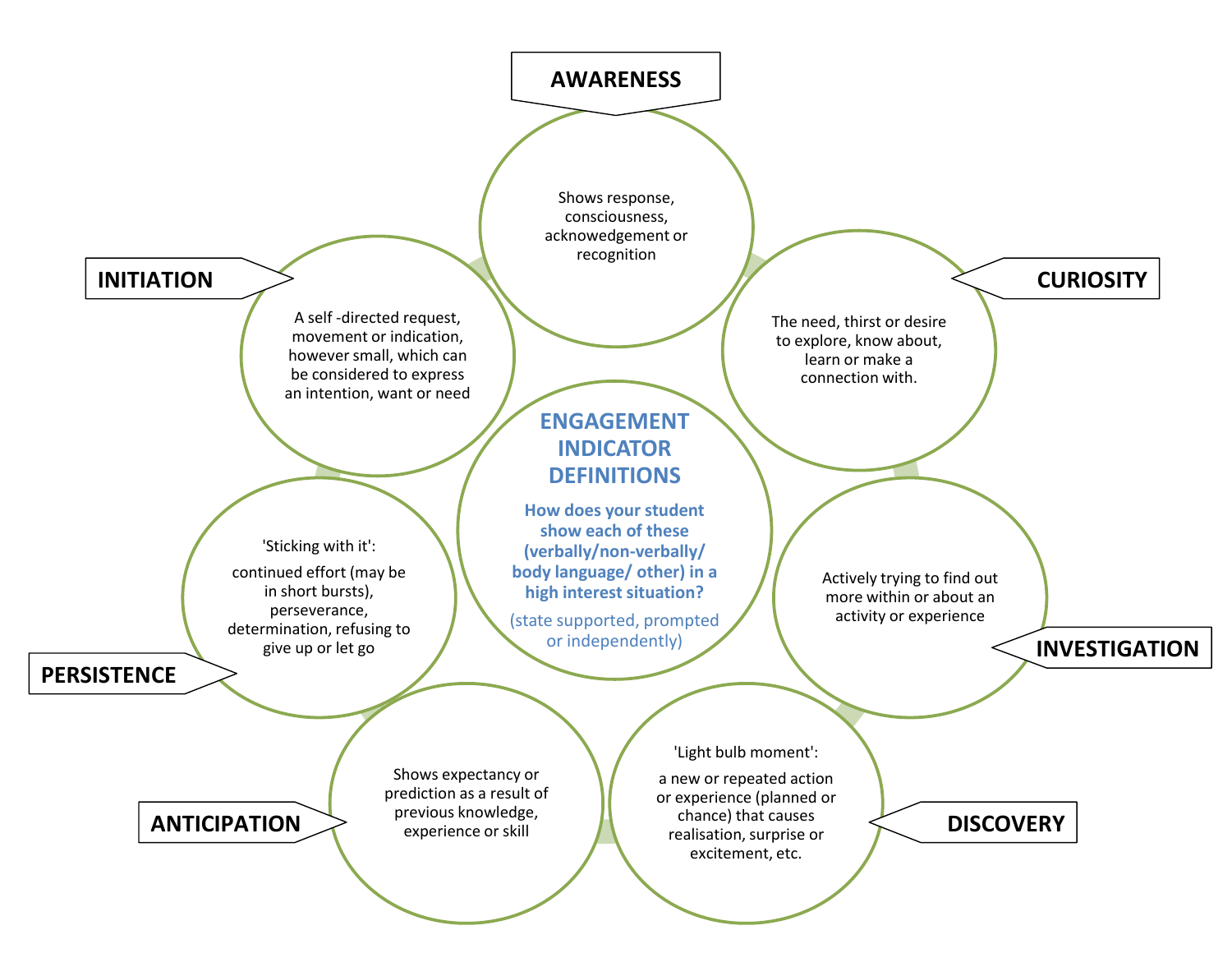# ENGAGEMENT INDICATOR DEFINITIONS

**How does your student show each of these (verbally/non-verbally/ body language/ other) in a high interest situation?**

(state supported, prompted or independently)

**AWARENESS**

Shows response, consciousness, acknowledgement or recognition

**CURIOSITY**

The need, thirst or desire to explore, know about, learn or make a connection with.

**INVESTIGATION**

Actively trying to find out more within or about an activity or experience

**DISCOVERY**

'Light bulb moment':

a new or repeated action or experience (planned or chance) that causes realisation, surprise or excitement, etc.

**ANTICIPATION**

Shows expectancy or prediction as a result of previous knowledge, experience or skill

**PERSISTENCE**

'Sticking with it':

continued effort (may be in short bursts), perseverance, determination, refusing to give up or let go

**INITIATION**

A self -directed request, movement or indication, however small, which can be considered to express an intention, want or need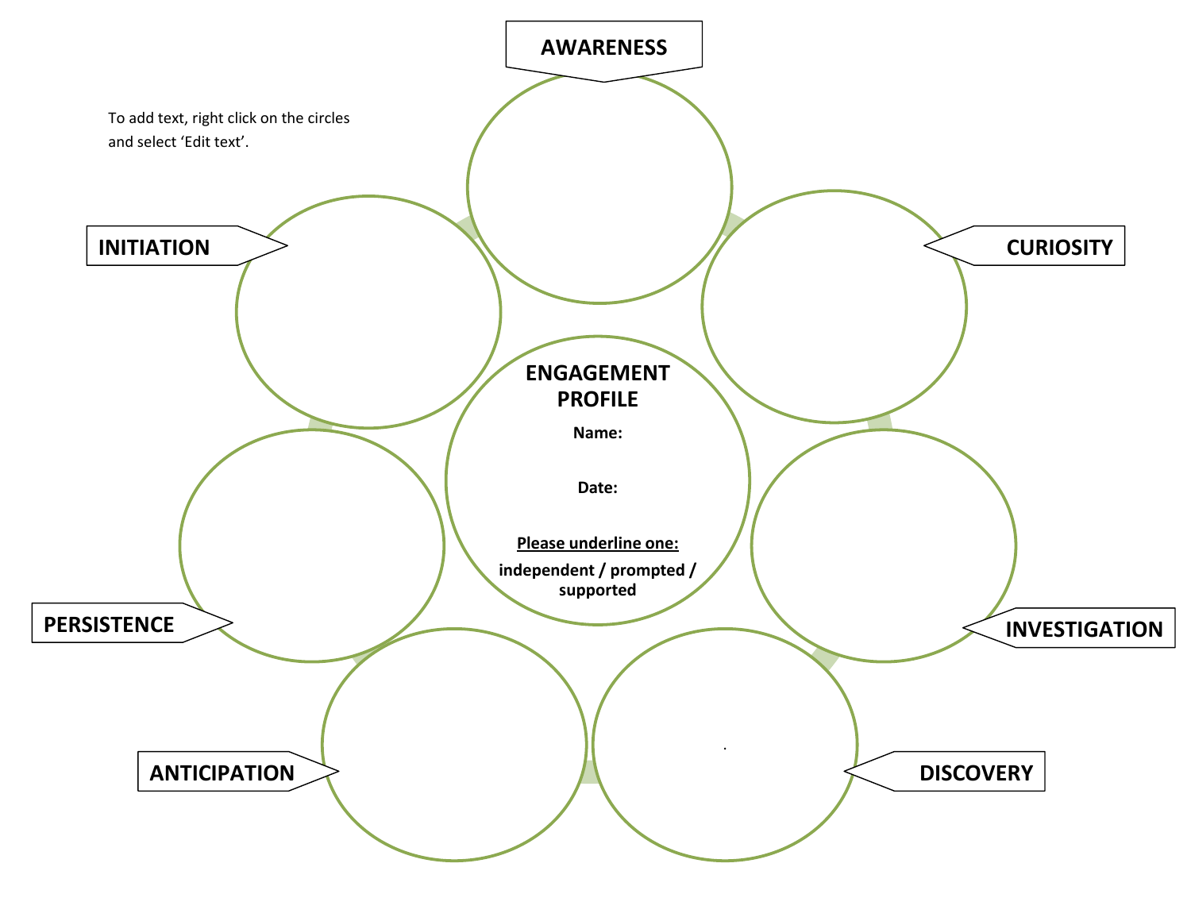To add text, right click on the circles and select 'Edit text'.

**AWARENESS**

**CURIOSITY**

**INITIATION**

**ENGAGEMENT PROFILE**

**Name:**

**Date:**

**Please underline one:**

**independent / prompted / supported**

**INVESTIGATION**

**PERSISTENCE**

**ANTICIPATION**

**DISCOVERY**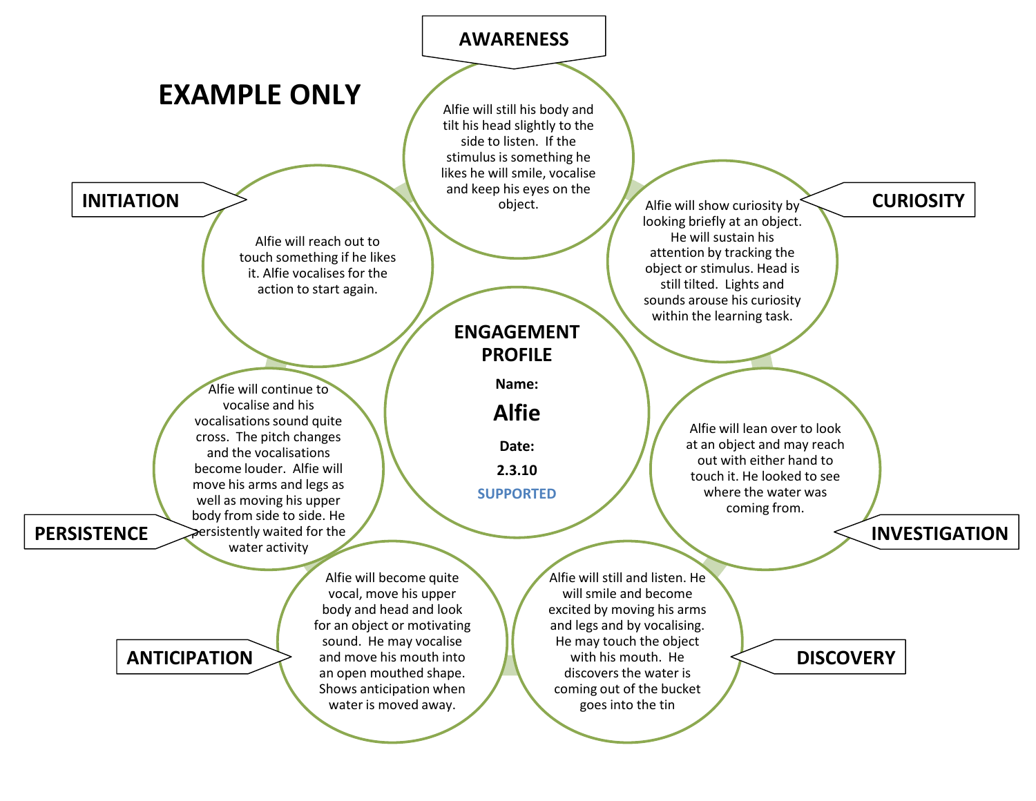**EXAMPLE ONLY**

# ENGAGEMENT PROFILE

**Name:**

**Alfie**

**Date:**

**2.3.10**

**SUPPORTED**

**AWARENESS**

Alfie will still his body and tilt his head slightly to the side to listen. If the stimulus is something he likes he will smile, vocalise and keep his eyes on the object.

**CURIOSITY**

Alfie will show curiosity by looking briefly at an object. He will sustain his attention by tracking the object or stimulus. Head is still tilted. Lights and sounds arouse his curiosity within the learning task.

**INVESTIGATION**

Alfie will lean over to look at an object and may reach out with either hand to touch it. He looked to see where the water was coming from.

**DISCOVERY**

Alfie will still and listen. He will smile and become excited by moving his arms and legs and by vocalising. He may touch the object with his mouth. He discovers the water is coming out of the bucket goes into the tin

**ANTICIPATION**

Alfie will become quite vocal, move his upper body and head and look for an object or motivating sound. He may vocalise and move his mouth into an open mouthed shape. Shows anticipation when water is moved away.

**PERSISTENCE**

Alfie will continue to vocalise and his vocalisations sound quite cross. The pitch changes and the vocalisations become louder. Alfie will move his arms and legs as well as moving his upper body from side to side. He persistently waited for the water activity

**INITIATION**

Alfie will reach out to touch something if he likes it. Alfie vocalises for the action to start again.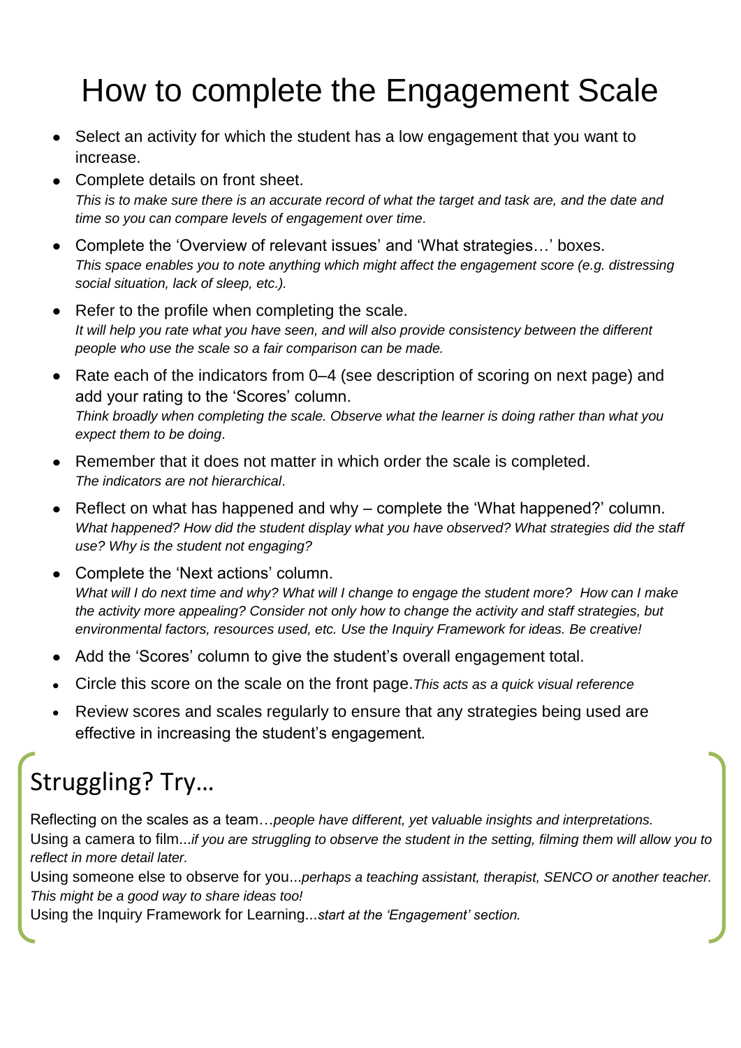# How to complete the Engagement Scale

- Select an activity for which the student has a low engagement that you want to increase.
- Complete details on front sheet.
  *This is to make sure there is an accurate record of what the target and task are, and the date and time so you can compare levels of engagement over time*.
- Complete the 'Overview of relevant issues' and 'What strategies…' boxes.
  *This space enables you to note anything which might affect the engagement score (e.g. distressing social situation, lack of sleep, etc.).*
- Refer to the profile when completing the scale.
  *It will help you rate what you have seen, and will also provide consistency between the different people who use the scale so a fair comparison can be made.*
- Rate each of the indicators from 0–4 (see description of scoring on next page) and add your rating to the 'Scores' column.
  *Think broadly when completing the scale. Observe what the learner is doing rather than what you expect them to be doing*.
- Remember that it does not matter in which order the scale is completed.
  *The indicators are not hierarchical*.
- Reflect on what has happened and why – complete the 'What happened?' column.
  *What happened? How did the student display what you have observed? What strategies did the staff use? Why is the student not engaging?*
- Complete the 'Next actions' column.
  *What will I do next time and why? What will I change to engage the student more? How can I make the activity more appealing? Consider not only how to change the activity and staff strategies, but environmental factors, resources used, etc. Use the Inquiry Framework for ideas. Be creative!*
- Add the 'Scores' column to give the student's overall engagement total.
- Circle this score on the scale on the front page.*This acts as a quick visual reference*
- Review scores and scales regularly to ensure that any strategies being used are effective in increasing the student's engagement*.*

## Struggling? Try…

Reflecting on the scales as a team…*people have different, yet valuable insights and interpretations.*
Using a camera to film...*if you are struggling to observe the student in the setting, filming them will allow you to reflect in more detail later.*
Using someone else to observe for you...*perhaps a teaching assistant, therapist, SENCO or another teacher. This might be a good way to share ideas too!*
Using the Inquiry Framework for Learning...*start at the 'Engagement' section.*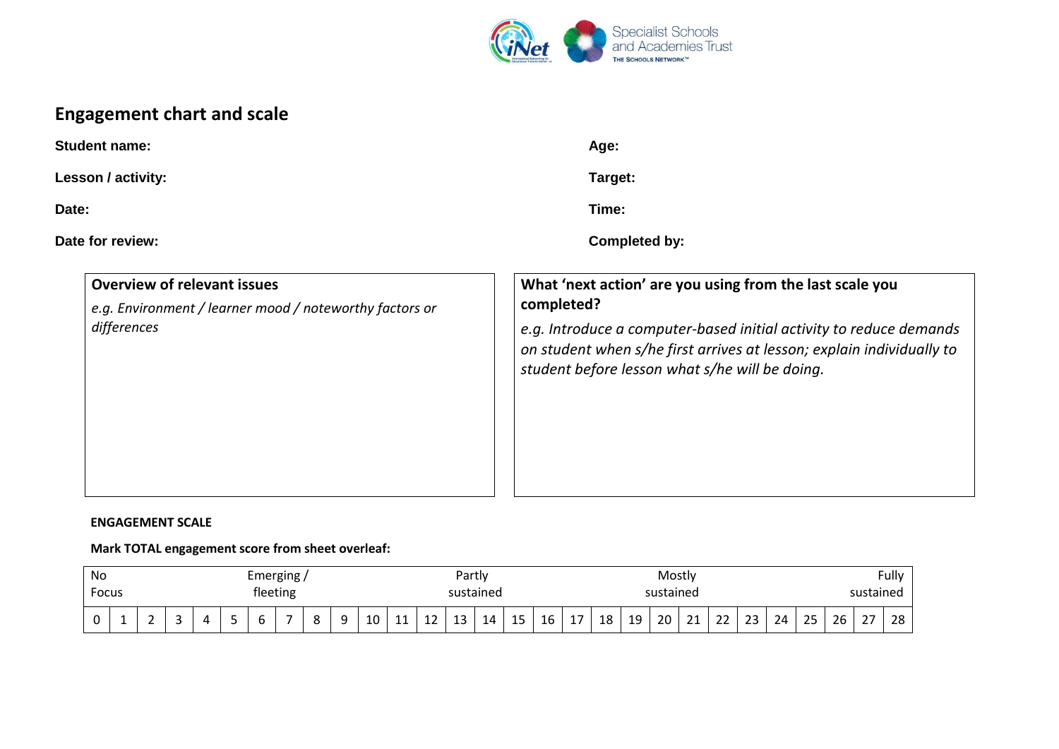## Engagement chart and scale

**Student name:**

**Age:**

**Lesson / activity:**

**Target:**

**Date:**

**Time:**

**Date for review:**

**Completed by:**

| **Overview of relevant issues** *e.g. Environment / learner mood / noteworthy factors or differences* | **What 'next action' are you using from the last scale you completed?** *e.g. Introduce a computer-based initial activity to reduce demands on student when s/he first arrives at lesson; explain individually to student before lesson what s/he will be doing.* |
|---|---|
| | |

**ENGAGEMENT SCALE**

**Mark TOTAL engagement score from sheet overleaf:**

| No Focus | | | | | | Emerging / fleeting | | | | | | | Partly sustained | | | | | | | Mostly sustained | | | | | | | | Fully sustained |
|---|---|---|---|---|---|---|---|---|---|---|---|---|---|---|---|---|---|---|---|---|---|---|---|---|---|---|---|---|
| 0 | 1 | 2 | 3 | 4 | 5 | 6 | 7 | 8 | 9 | 10 | 11 | 12 | 13 | 14 | 15 | 16 | 17 | 18 | 19 | 20 | 21 | 22 | 23 | 24 | 25 | 26 | 27 | 28 |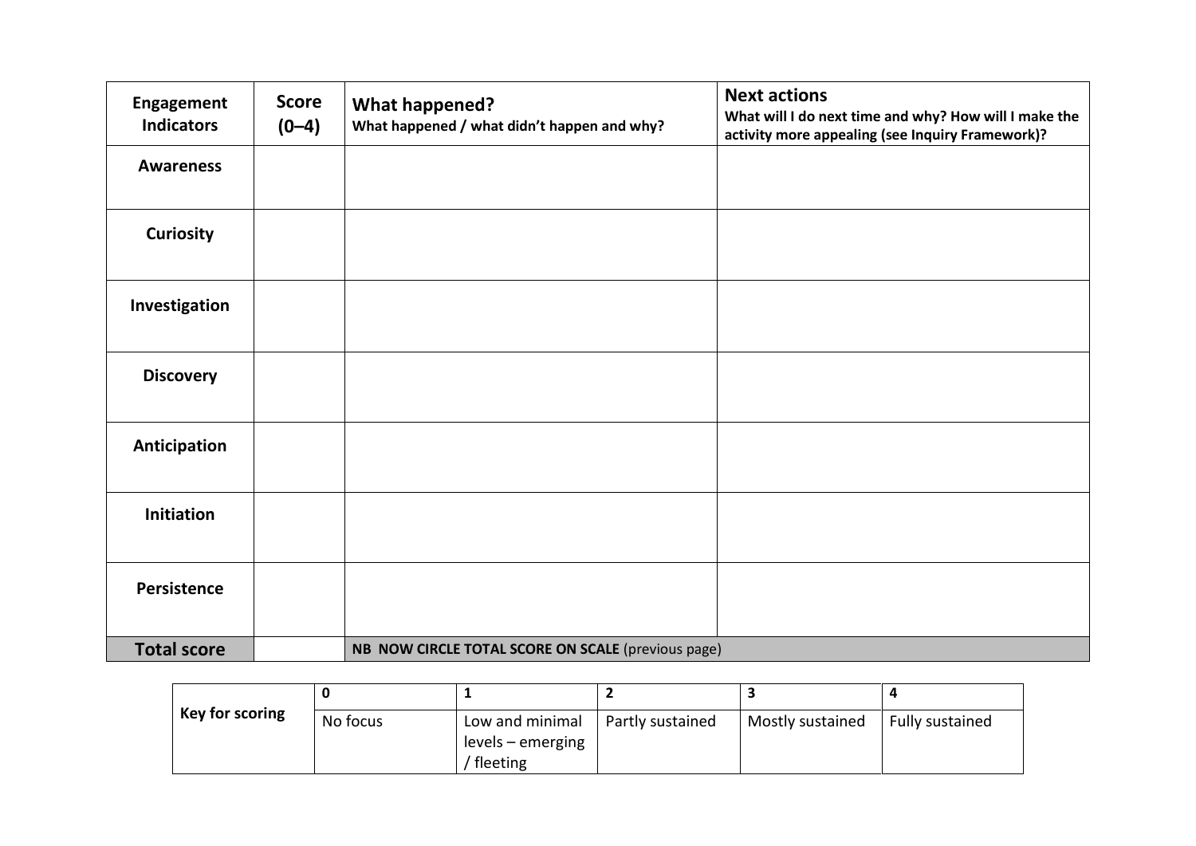| **Engagement Indicators** | **Score (0–4)** | **What happened?** What happened / what didn't happen and why? | **Next actions** What will I do next time and why? How will I make the activity more appealing (see Inquiry Framework)? |
|---|---|---|---|
| **Awareness** | | | |
| **Curiosity** | | | |
| **Investigation** | | | |
| **Discovery** | | | |
| **Anticipation** | | | |
| **Initiation** | | | |
| **Persistence** | | | |
| **Total score** | | **NB NOW CIRCLE TOTAL SCORE ON SCALE** (previous page) | |

| **Key for scoring** | **0** | **1** | **2** | **3** | **4** |
|---|---|---|---|---|---|
| | No focus | Low and minimal levels – emerging / fleeting | Partly sustained | Mostly sustained | Fully sustained |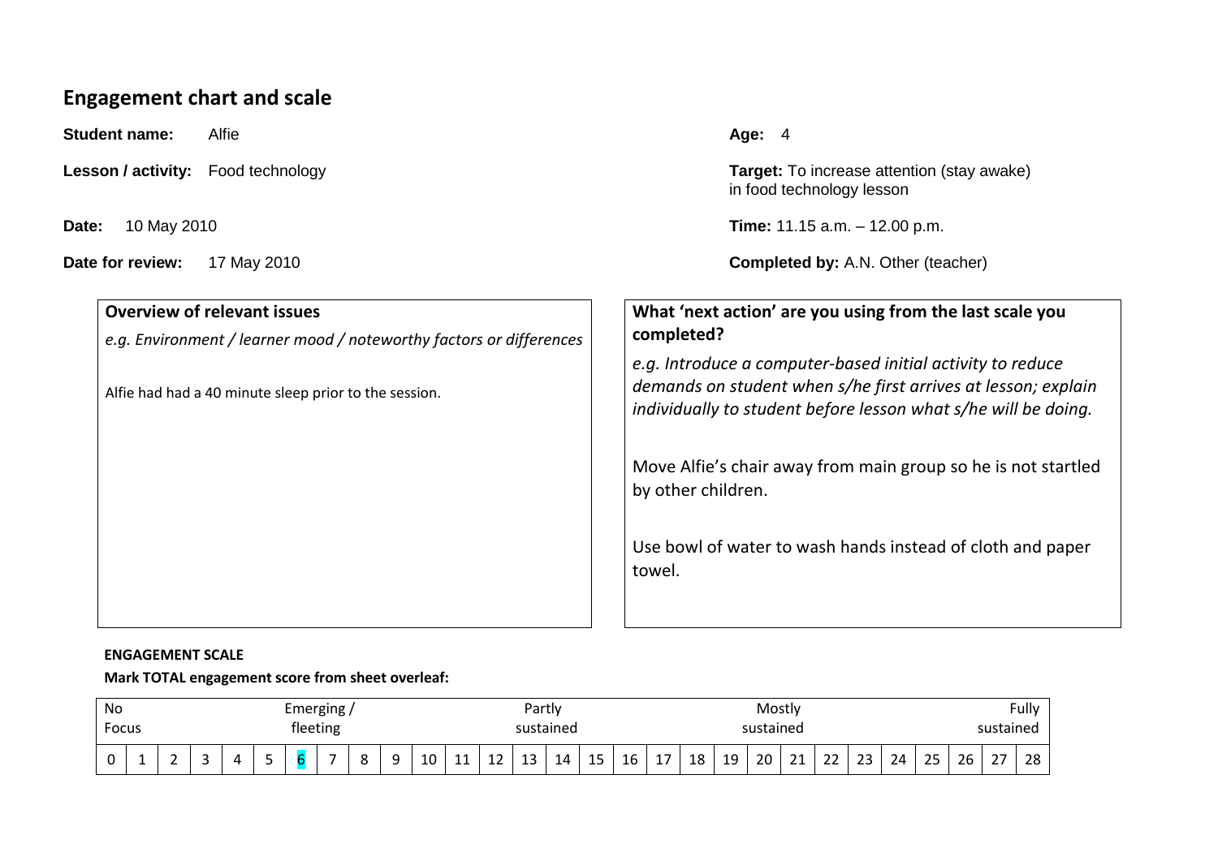## Engagement chart and scale

**Student name:** Alfie

**Age:** 4

**Lesson / activity:** Food technology

**Target:** To increase attention (stay awake) in food technology lesson

**Date:** 10 May 2010

**Time:** 11.15 a.m. – 12.00 p.m.

**Date for review:** 17 May 2010

**Completed by:** A.N. Other (teacher)

**Overview of relevant issues**

*e.g. Environment / learner mood / noteworthy factors or differences*

Alfie had had a 40 minute sleep prior to the session.

**What 'next action' are you using from the last scale you completed?**

*e.g. Introduce a computer-based initial activity to reduce demands on student when s/he first arrives at lesson; explain individually to student before lesson what s/he will be doing.*

Move Alfie's chair away from main group so he is not startled by other children.

Use bowl of water to wash hands instead of cloth and paper towel.

**ENGAGEMENT SCALE**

**Mark TOTAL engagement score from sheet overleaf:**

| No Focus | | | | | | Emerging / fleeting | | | | | | | Partly sustained | | | | | | | Mostly sustained | | | | | | | | Fully sustained |
|---|---|---|---|---|---|---|---|---|---|---|---|---|---|---|---|---|---|---|---|---|---|---|---|---|---|---|---|---|
| 0 | 1 | 2 | 3 | 4 | 5 | **6** (highlighted) | 7 | 8 | 9 | 10 | 11 | 12 | 13 | 14 | 15 | 16 | 17 | 18 | 19 | 20 | 21 | 22 | 23 | 24 | 25 | 26 | 27 | 28 |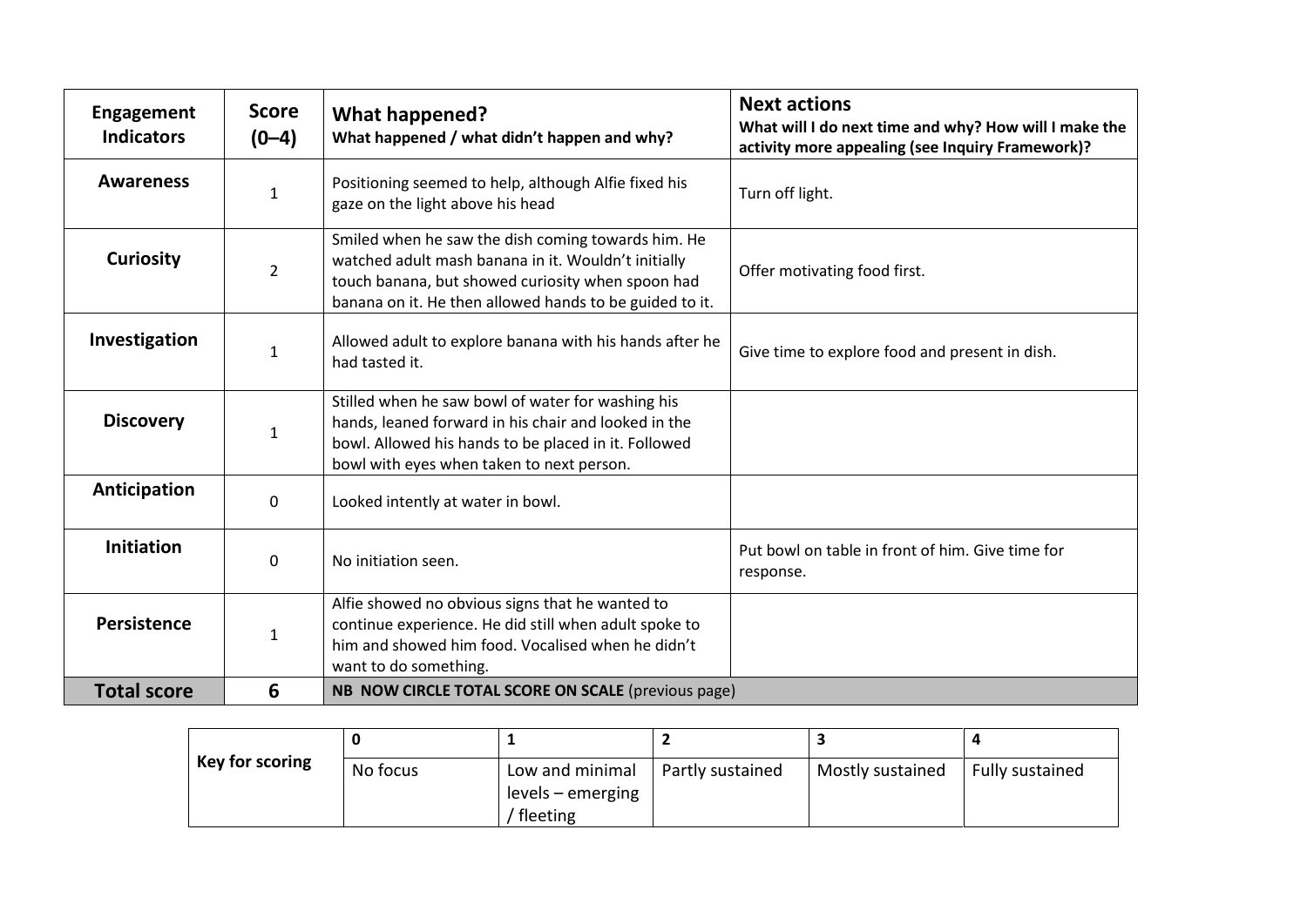| Engagement Indicators | Score (0–4) | What happened?<br>What happened / what didn't happen and why? | Next actions<br>What will I do next time and why? How will I make the activity more appealing (see Inquiry Framework)? |
|---|---|---|---|
| **Awareness** | 1 | Positioning seemed to help, although Alfie fixed his gaze on the light above his head | Turn off light. |
| **Curiosity** | 2 | Smiled when he saw the dish coming towards him. He watched adult mash banana in it. Wouldn't initially touch banana, but showed curiosity when spoon had banana on it. He then allowed hands to be guided to it. | Offer motivating food first. |
| **Investigation** | 1 | Allowed adult to explore banana with his hands after he had tasted it. | Give time to explore food and present in dish. |
| **Discovery** | 1 | Stilled when he saw bowl of water for washing his hands, leaned forward in his chair and looked in the bowl. Allowed his hands to be placed in it. Followed bowl with eyes when taken to next person. | |
| **Anticipation** | 0 | Looked intently at water in bowl. | |
| **Initiation** | 0 | No initiation seen. | Put bowl on table in front of him. Give time for response. |
| **Persistence** | 1 | Alfie showed no obvious signs that he wanted to continue experience. He did still when adult spoke to him and showed him food. Vocalised when he didn't want to do something. | |
| **Total score** | **6** | **NB NOW CIRCLE TOTAL SCORE ON SCALE** (previous page) | |

| Key for scoring | 0 | 1 | 2 | 3 | 4 |
|---|---|---|---|---|---|
| | No focus | Low and minimal levels – emerging / fleeting | Partly sustained | Mostly sustained | Fully sustained |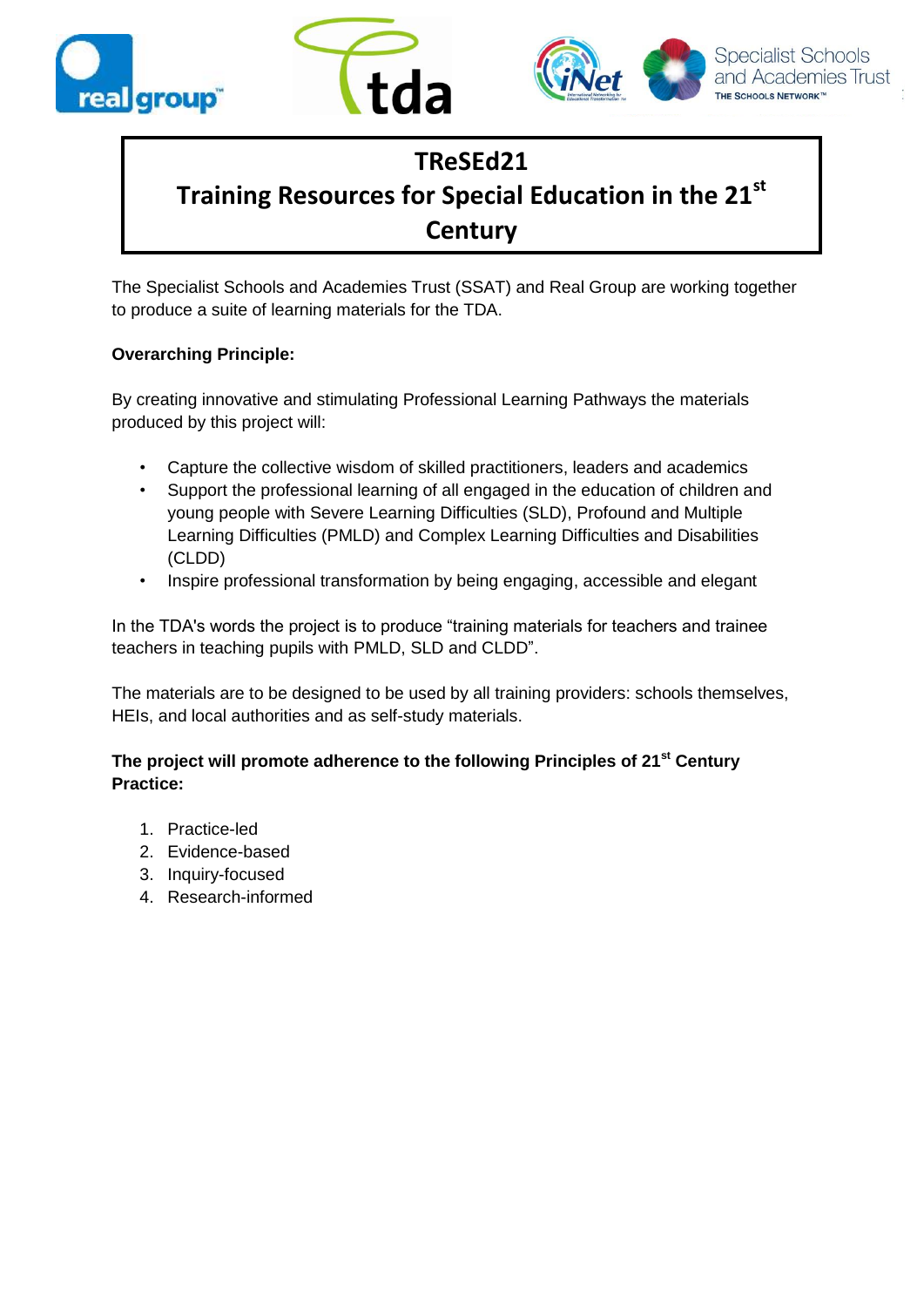# TReSEd21

## Training Resources for Special Education in the 21st Century

The Specialist Schools and Academies Trust (SSAT) and Real Group are working together to produce a suite of learning materials for the TDA.

**Overarching Principle:**

By creating innovative and stimulating Professional Learning Pathways the materials produced by this project will:

- Capture the collective wisdom of skilled practitioners, leaders and academics
- Support the professional learning of all engaged in the education of children and young people with Severe Learning Difficulties (SLD), Profound and Multiple Learning Difficulties (PMLD) and Complex Learning Difficulties and Disabilities (CLDD)
- Inspire professional transformation by being engaging, accessible and elegant

In the TDA's words the project is to produce "training materials for teachers and trainee teachers in teaching pupils with PMLD, SLD and CLDD".

The materials are to be designed to be used by all training providers: schools themselves, HEIs, and local authorities and as self-study materials.

**The project will promote adherence to the following Principles of 21st Century Practice:**

1. Practice-led
2. Evidence-based
3. Inquiry-focused
4. Research-informed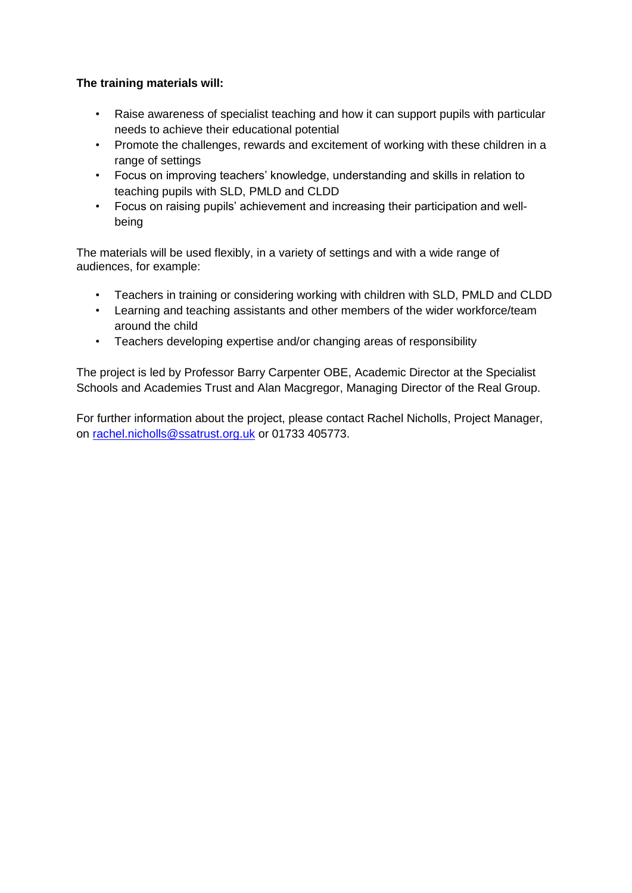**The training materials will:**

- Raise awareness of specialist teaching and how it can support pupils with particular needs to achieve their educational potential
- Promote the challenges, rewards and excitement of working with these children in a range of settings
- Focus on improving teachers' knowledge, understanding and skills in relation to teaching pupils with SLD, PMLD and CLDD
- Focus on raising pupils' achievement and increasing their participation and well-being

The materials will be used flexibly, in a variety of settings and with a wide range of audiences, for example:

- Teachers in training or considering working with children with SLD, PMLD and CLDD
- Learning and teaching assistants and other members of the wider workforce/team around the child
- Teachers developing expertise and/or changing areas of responsibility

The project is led by Professor Barry Carpenter OBE, Academic Director at the Specialist Schools and Academies Trust and Alan Macgregor, Managing Director of the Real Group.

For further information about the project, please contact Rachel Nicholls, Project Manager, on [rachel.nicholls@ssatrust.org.uk](mailto:rachel.nicholls@ssatrust.org.uk) or 01733 405773.